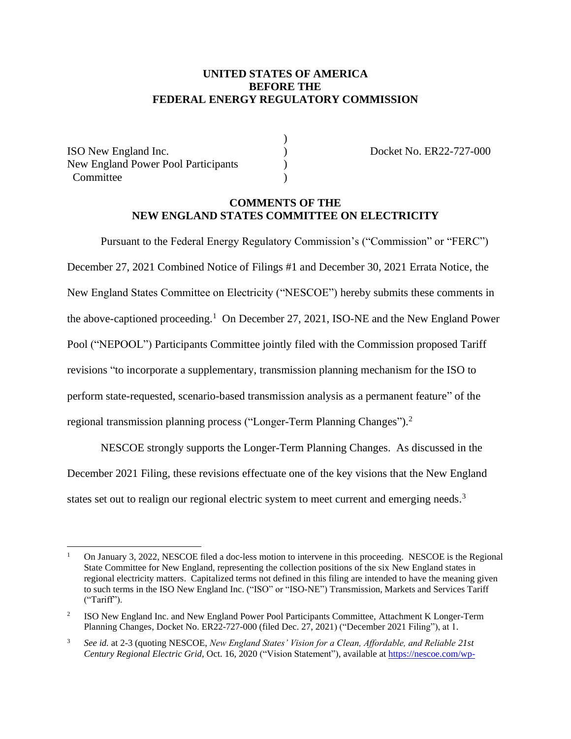**UNITED STATES OF AMERICA**
**BEFORE THE**
**FEDERAL ENERGY REGULATORY COMMISSION**

| | | |
|---|---|---|
| ISO New England Inc. | ) | Docket No. ER22-727-000 |
| New England Power Pool Participants Committee | ) | |

**COMMENTS OF THE**
**NEW ENGLAND STATES COMMITTEE ON ELECTRICITY**

Pursuant to the Federal Energy Regulatory Commission's ("Commission" or "FERC") December 27, 2021 Combined Notice of Filings #1 and December 30, 2021 Errata Notice, the New England States Committee on Electricity ("NESCOE") hereby submits these comments in the above-captioned proceeding.[1] On December 27, 2021, ISO-NE and the New England Power Pool ("NEPOOL") Participants Committee jointly filed with the Commission proposed Tariff revisions "to incorporate a supplementary, transmission planning mechanism for the ISO to perform state-requested, scenario-based transmission analysis as a permanent feature" of the regional transmission planning process ("Longer-Term Planning Changes").[2]

NESCOE strongly supports the Longer-Term Planning Changes. As discussed in the December 2021 Filing, these revisions effectuate one of the key visions that the New England states set out to realign our regional electric system to meet current and emerging needs.[3]

---

[1] On January 3, 2022, NESCOE filed a doc-less motion to intervene in this proceeding. NESCOE is the Regional State Committee for New England, representing the collection positions of the six New England states in regional electricity matters. Capitalized terms not defined in this filing are intended to have the meaning given to such terms in the ISO New England Inc. ("ISO" or "ISO-NE") Transmission, Markets and Services Tariff ("Tariff").

[2] ISO New England Inc. and New England Power Pool Participants Committee, Attachment K Longer-Term Planning Changes, Docket No. ER22-727-000 (filed Dec. 27, 2021) ("December 2021 Filing"), at 1.

[3] *See id.* at 2-3 (quoting NESCOE, *New England States' Vision for a Clean, Affordable, and Reliable 21st Century Regional Electric Grid*, Oct. 16, 2020 ("Vision Statement"), available at https://nescoe.com/wp-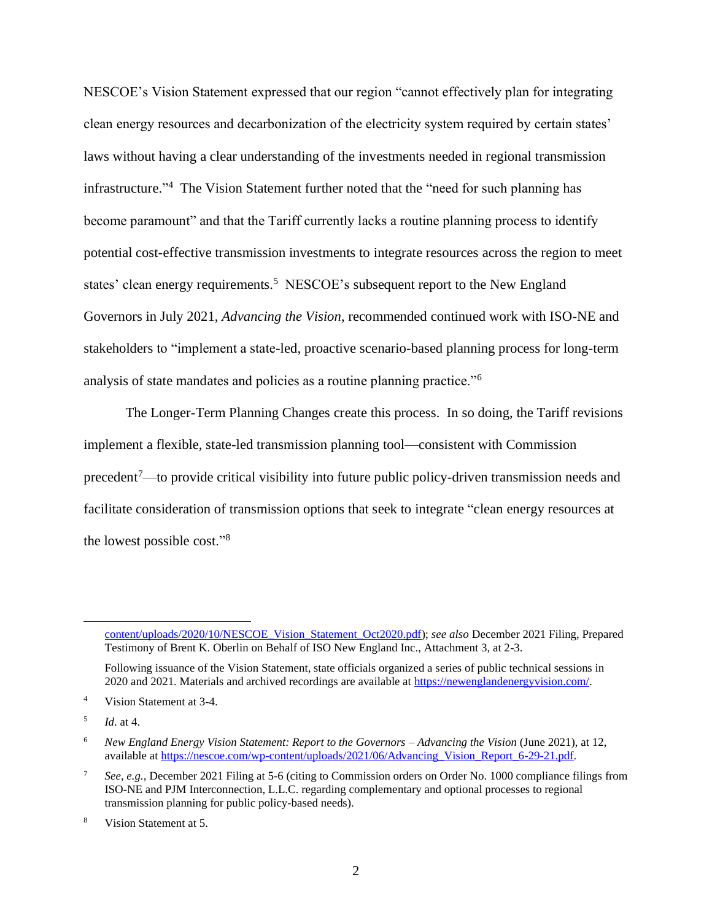NESCOE's Vision Statement expressed that our region "cannot effectively plan for integrating clean energy resources and decarbonization of the electricity system required by certain states' laws without having a clear understanding of the investments needed in regional transmission infrastructure."[4] The Vision Statement further noted that the "need for such planning has become paramount" and that the Tariff currently lacks a routine planning process to identify potential cost-effective transmission investments to integrate resources across the region to meet states' clean energy requirements.[5] NESCOE's subsequent report to the New England Governors in July 2021, *Advancing the Vision*, recommended continued work with ISO-NE and stakeholders to "implement a state-led, proactive scenario-based planning process for long-term analysis of state mandates and policies as a routine planning practice."[6]

The Longer-Term Planning Changes create this process. In so doing, the Tariff revisions implement a flexible, state-led transmission planning tool—consistent with Commission precedent[7]—to provide critical visibility into future public policy-driven transmission needs and facilitate consideration of transmission options that seek to integrate "clean energy resources at the lowest possible cost."[8]

---

content/uploads/2020/10/NESCOE_Vision_Statement_Oct2020.pdf); *see also* December 2021 Filing, Prepared Testimony of Brent K. Oberlin on Behalf of ISO New England Inc., Attachment 3, at 2-3.

Following issuance of the Vision Statement, state officials organized a series of public technical sessions in 2020 and 2021. Materials and archived recordings are available at https://newenglandenergyvision.com/.

[4] Vision Statement at 3-4.

[5] *Id.* at 4.

[6] *New England Energy Vision Statement: Report to the Governors – Advancing the Vision* (June 2021), at 12, available at https://nescoe.com/wp-content/uploads/2021/06/Advancing_Vision_Report_6-29-21.pdf.

[7] *See, e.g.*, December 2021 Filing at 5-6 (citing to Commission orders on Order No. 1000 compliance filings from ISO-NE and PJM Interconnection, L.L.C. regarding complementary and optional processes to regional transmission planning for public policy-based needs).

[8] Vision Statement at 5.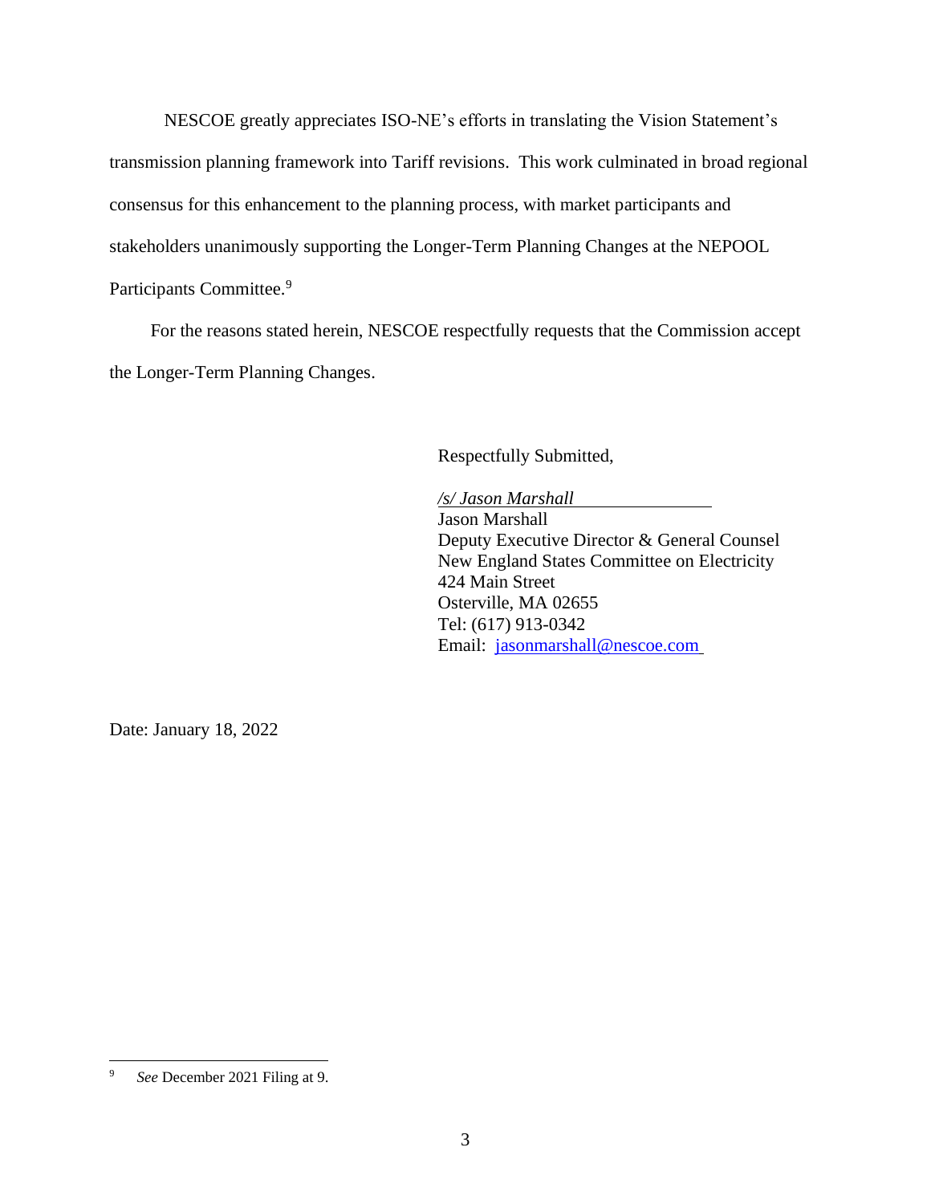NESCOE greatly appreciates ISO-NE's efforts in translating the Vision Statement's transmission planning framework into Tariff revisions. This work culminated in broad regional consensus for this enhancement to the planning process, with market participants and stakeholders unanimously supporting the Longer-Term Planning Changes at the NEPOOL Participants Committee.[9]

For the reasons stated herein, NESCOE respectfully requests that the Commission accept the Longer-Term Planning Changes.

Respectfully Submitted,

*/s/ Jason Marshall*
Jason Marshall
Deputy Executive Director & General Counsel
New England States Committee on Electricity
424 Main Street
Osterville, MA 02655
Tel: (617) 913-0342
Email: jasonmarshall@nescoe.com

Date: January 18, 2022

---

[9] *See* December 2021 Filing at 9.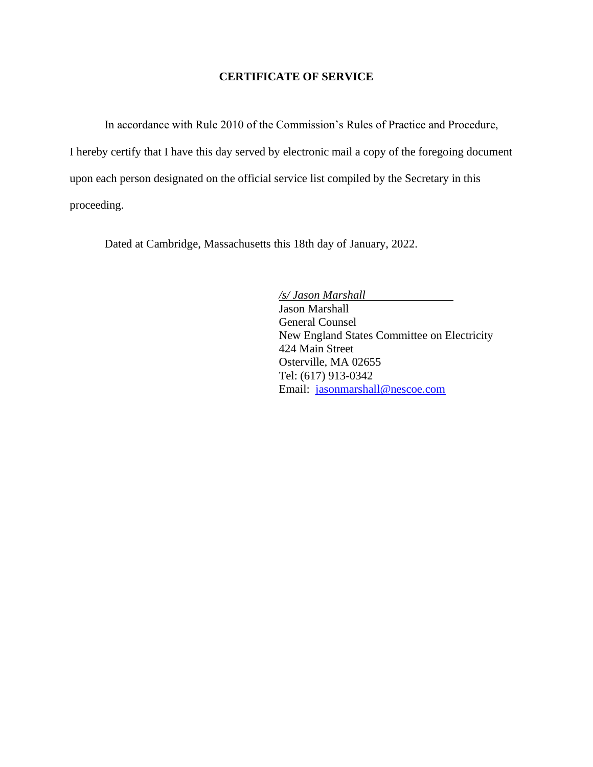# CERTIFICATE OF SERVICE

In accordance with Rule 2010 of the Commission's Rules of Practice and Procedure, I hereby certify that I have this day served by electronic mail a copy of the foregoing document upon each person designated on the official service list compiled by the Secretary in this proceeding.

Dated at Cambridge, Massachusetts this 18th day of January, 2022.

*/s/ Jason Marshall*
Jason Marshall
General Counsel
New England States Committee on Electricity
424 Main Street
Osterville, MA 02655
Tel: (617) 913-0342
Email: jasonmarshall@nescoe.com